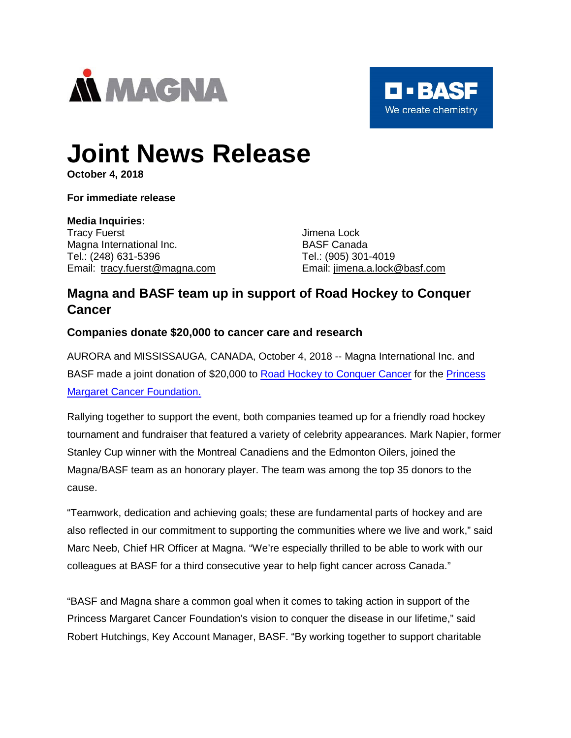MAGNA

BASF
We create chemistry

# Joint News Release

**October 4, 2018**

**For immediate release**

**Media Inquiries:**

Tracy Fuerst
Magna International Inc.
Tel.: (248) 631-5396
Email: tracy.fuerst@magna.com

Jimena Lock
BASF Canada
Tel.: (905) 301-4019
Email: jimena.a.lock@basf.com

## Magna and BASF team up in support of Road Hockey to Conquer Cancer

### Companies donate $20,000 to cancer care and research

AURORA and MISSISSAUGA, CANADA, October 4, 2018 -- Magna International Inc. and BASF made a joint donation of $20,000 to Road Hockey to Conquer Cancer for the Princess Margaret Cancer Foundation.

Rallying together to support the event, both companies teamed up for a friendly road hockey tournament and fundraiser that featured a variety of celebrity appearances. Mark Napier, former Stanley Cup winner with the Montreal Canadiens and the Edmonton Oilers, joined the Magna/BASF team as an honorary player. The team was among the top 35 donors to the cause.

"Teamwork, dedication and achieving goals; these are fundamental parts of hockey and are also reflected in our commitment to supporting the communities where we live and work," said Marc Neeb, Chief HR Officer at Magna. "We're especially thrilled to be able to work with our colleagues at BASF for a third consecutive year to help fight cancer across Canada."

"BASF and Magna share a common goal when it comes to taking action in support of the Princess Margaret Cancer Foundation's vision to conquer the disease in our lifetime," said Robert Hutchings, Key Account Manager, BASF. "By working together to support charitable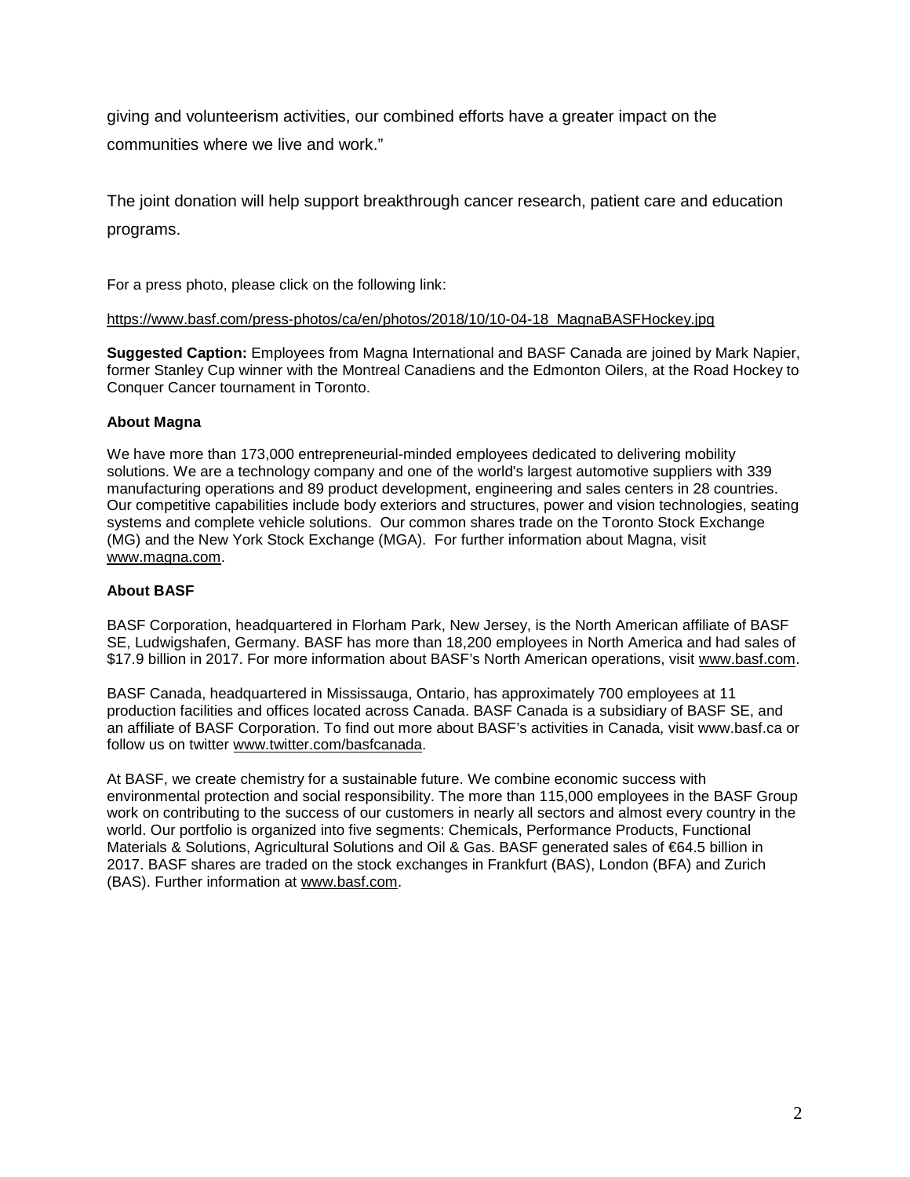giving and volunteerism activities, our combined efforts have a greater impact on the communities where we live and work."

The joint donation will help support breakthrough cancer research, patient care and education programs.

For a press photo, please click on the following link:

https://www.basf.com/press-photos/ca/en/photos/2018/10/10-04-18_MagnaBASFHockey.jpg

**Suggested Caption:** Employees from Magna International and BASF Canada are joined by Mark Napier, former Stanley Cup winner with the Montreal Canadiens and the Edmonton Oilers, at the Road Hockey to Conquer Cancer tournament in Toronto.

**About Magna**

We have more than 173,000 entrepreneurial-minded employees dedicated to delivering mobility solutions. We are a technology company and one of the world's largest automotive suppliers with 339 manufacturing operations and 89 product development, engineering and sales centers in 28 countries. Our competitive capabilities include body exteriors and structures, power and vision technologies, seating systems and complete vehicle solutions. Our common shares trade on the Toronto Stock Exchange (MG) and the New York Stock Exchange (MGA). For further information about Magna, visit www.magna.com.

**About BASF**

BASF Corporation, headquartered in Florham Park, New Jersey, is the North American affiliate of BASF SE, Ludwigshafen, Germany. BASF has more than 18,200 employees in North America and had sales of $17.9 billion in 2017. For more information about BASF's North American operations, visit www.basf.com.

BASF Canada, headquartered in Mississauga, Ontario, has approximately 700 employees at 11 production facilities and offices located across Canada. BASF Canada is a subsidiary of BASF SE, and an affiliate of BASF Corporation. To find out more about BASF's activities in Canada, visit www.basf.ca or follow us on twitter www.twitter.com/basfcanada.

At BASF, we create chemistry for a sustainable future. We combine economic success with environmental protection and social responsibility. The more than 115,000 employees in the BASF Group work on contributing to the success of our customers in nearly all sectors and almost every country in the world. Our portfolio is organized into five segments: Chemicals, Performance Products, Functional Materials & Solutions, Agricultural Solutions and Oil & Gas. BASF generated sales of €64.5 billion in 2017. BASF shares are traded on the stock exchanges in Frankfurt (BAS), London (BFA) and Zurich (BAS). Further information at www.basf.com.